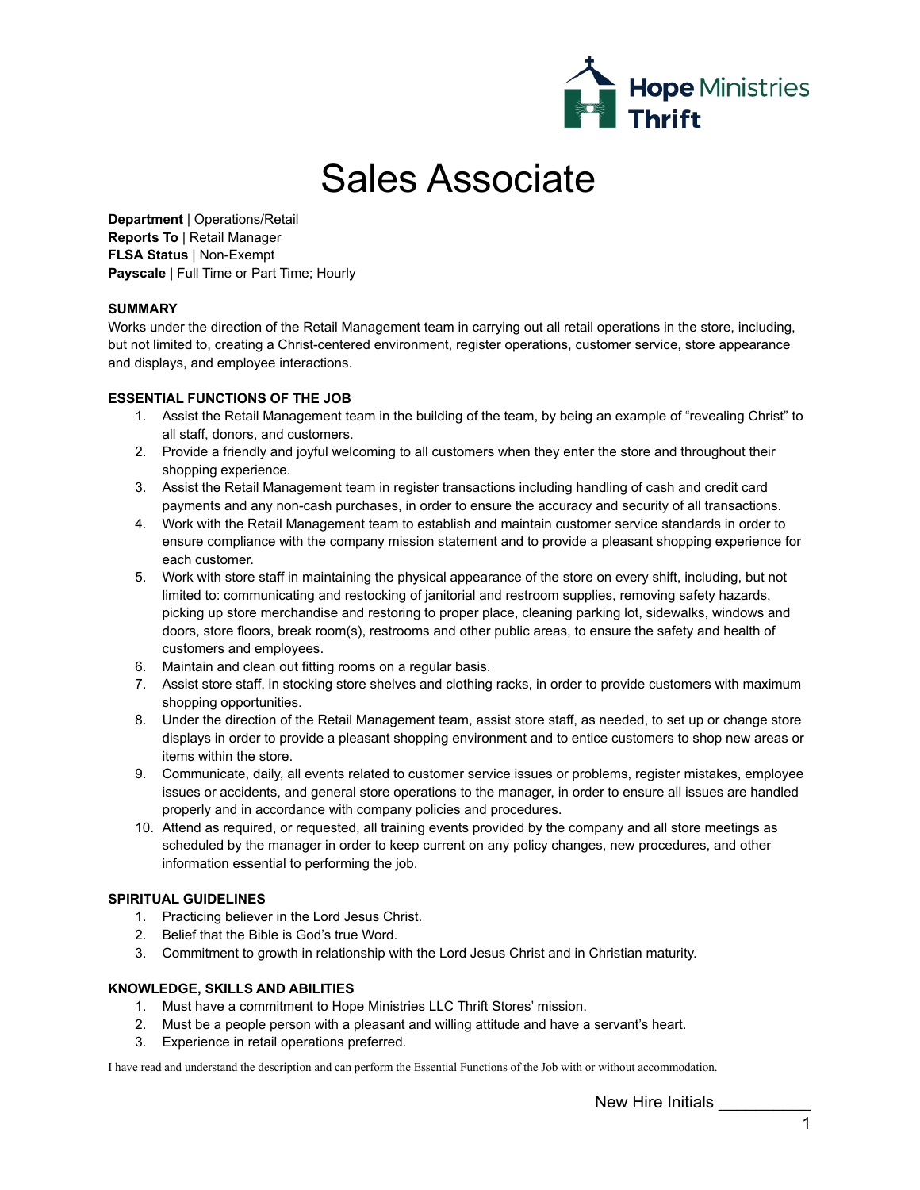Hope Ministries Thrift

# Sales Associate

**Department** | Operations/Retail
**Reports To** | Retail Manager
**FLSA Status** | Non-Exempt
**Payscale** | Full Time or Part Time; Hourly

**SUMMARY**

Works under the direction of the Retail Management team in carrying out all retail operations in the store, including, but not limited to, creating a Christ-centered environment, register operations, customer service, store appearance and displays, and employee interactions.

**ESSENTIAL FUNCTIONS OF THE JOB**

1. Assist the Retail Management team in the building of the team, by being an example of “revealing Christ” to all staff, donors, and customers.
2. Provide a friendly and joyful welcoming to all customers when they enter the store and throughout their shopping experience.
3. Assist the Retail Management team in register transactions including handling of cash and credit card payments and any non-cash purchases, in order to ensure the accuracy and security of all transactions.
4. Work with the Retail Management team to establish and maintain customer service standards in order to ensure compliance with the company mission statement and to provide a pleasant shopping experience for each customer.
5. Work with store staff in maintaining the physical appearance of the store on every shift, including, but not limited to: communicating and restocking of janitorial and restroom supplies, removing safety hazards, picking up store merchandise and restoring to proper place, cleaning parking lot, sidewalks, windows and doors, store floors, break room(s), restrooms and other public areas, to ensure the safety and health of customers and employees.
6. Maintain and clean out fitting rooms on a regular basis.
7. Assist store staff, in stocking store shelves and clothing racks, in order to provide customers with maximum shopping opportunities.
8. Under the direction of the Retail Management team, assist store staff, as needed, to set up or change store displays in order to provide a pleasant shopping environment and to entice customers to shop new areas or items within the store.
9. Communicate, daily, all events related to customer service issues or problems, register mistakes, employee issues or accidents, and general store operations to the manager, in order to ensure all issues are handled properly and in accordance with company policies and procedures.
10. Attend as required, or requested, all training events provided by the company and all store meetings as scheduled by the manager in order to keep current on any policy changes, new procedures, and other information essential to performing the job.

**SPIRITUAL GUIDELINES**

1. Practicing believer in the Lord Jesus Christ.
2. Belief that the Bible is God’s true Word.
3. Commitment to growth in relationship with the Lord Jesus Christ and in Christian maturity.

**KNOWLEDGE, SKILLS AND ABILITIES**

1. Must have a commitment to Hope Ministries LLC Thrift Stores’ mission.
2. Must be a people person with a pleasant and willing attitude and have a servant’s heart.
3. Experience in retail operations preferred.

I have read and understand the description and can perform the Essential Functions of the Job with or without accommodation.

New Hire Initials __________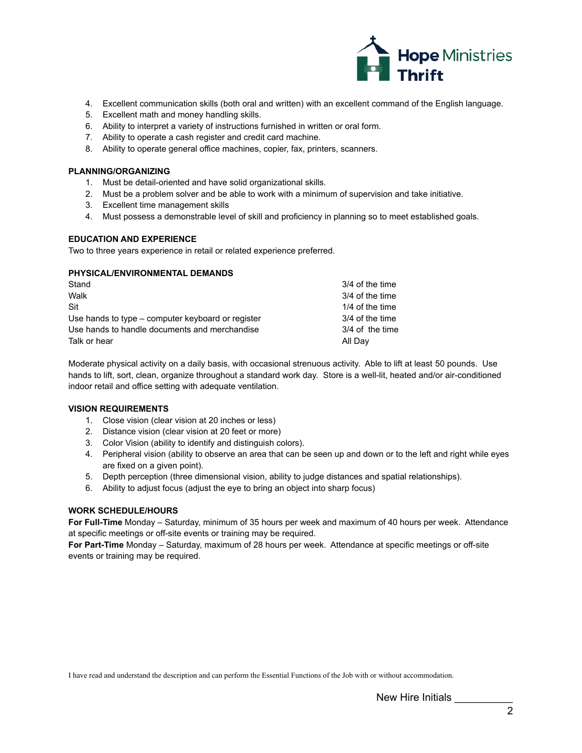4. Excellent communication skills (both oral and written) with an excellent command of the English language.
5. Excellent math and money handling skills.
6. Ability to interpret a variety of instructions furnished in written or oral form.
7. Ability to operate a cash register and credit card machine.
8. Ability to operate general office machines, copier, fax, printers, scanners.

**PLANNING/ORGANIZING**

1. Must be detail-oriented and have solid organizational skills.
2. Must be a problem solver and be able to work with a minimum of supervision and take initiative.
3. Excellent time management skills
4. Must possess a demonstrable level of skill and proficiency in planning so to meet established goals.

**EDUCATION AND EXPERIENCE**

Two to three years experience in retail or related experience preferred.

**PHYSICAL/ENVIRONMENTAL DEMANDS**

| | |
|---|---|
| Stand | 3/4 of the time |
| Walk | 3/4 of the time |
| Sit | 1/4 of the time |
| Use hands to type – computer keyboard or register | 3/4 of the time |
| Use hands to handle documents and merchandise | 3/4 of the time |
| Talk or hear | All Day |

Moderate physical activity on a daily basis, with occasional strenuous activity. Able to lift at least 50 pounds. Use hands to lift, sort, clean, organize throughout a standard work day. Store is a well-lit, heated and/or air-conditioned indoor retail and office setting with adequate ventilation.

**VISION REQUIREMENTS**

1. Close vision (clear vision at 20 inches or less)
2. Distance vision (clear vision at 20 feet or more)
3. Color Vision (ability to identify and distinguish colors).
4. Peripheral vision (ability to observe an area that can be seen up and down or to the left and right while eyes are fixed on a given point).
5. Depth perception (three dimensional vision, ability to judge distances and spatial relationships).
6. Ability to adjust focus (adjust the eye to bring an object into sharp focus)

**WORK SCHEDULE/HOURS**

**For Full-Time** Monday – Saturday, minimum of 35 hours per week and maximum of 40 hours per week. Attendance at specific meetings or off-site events or training may be required.

**For Part-Time** Monday – Saturday, maximum of 28 hours per week. Attendance at specific meetings or off-site events or training may be required.

I have read and understand the description and can perform the Essential Functions of the Job with or without accommodation.

New Hire Initials __________